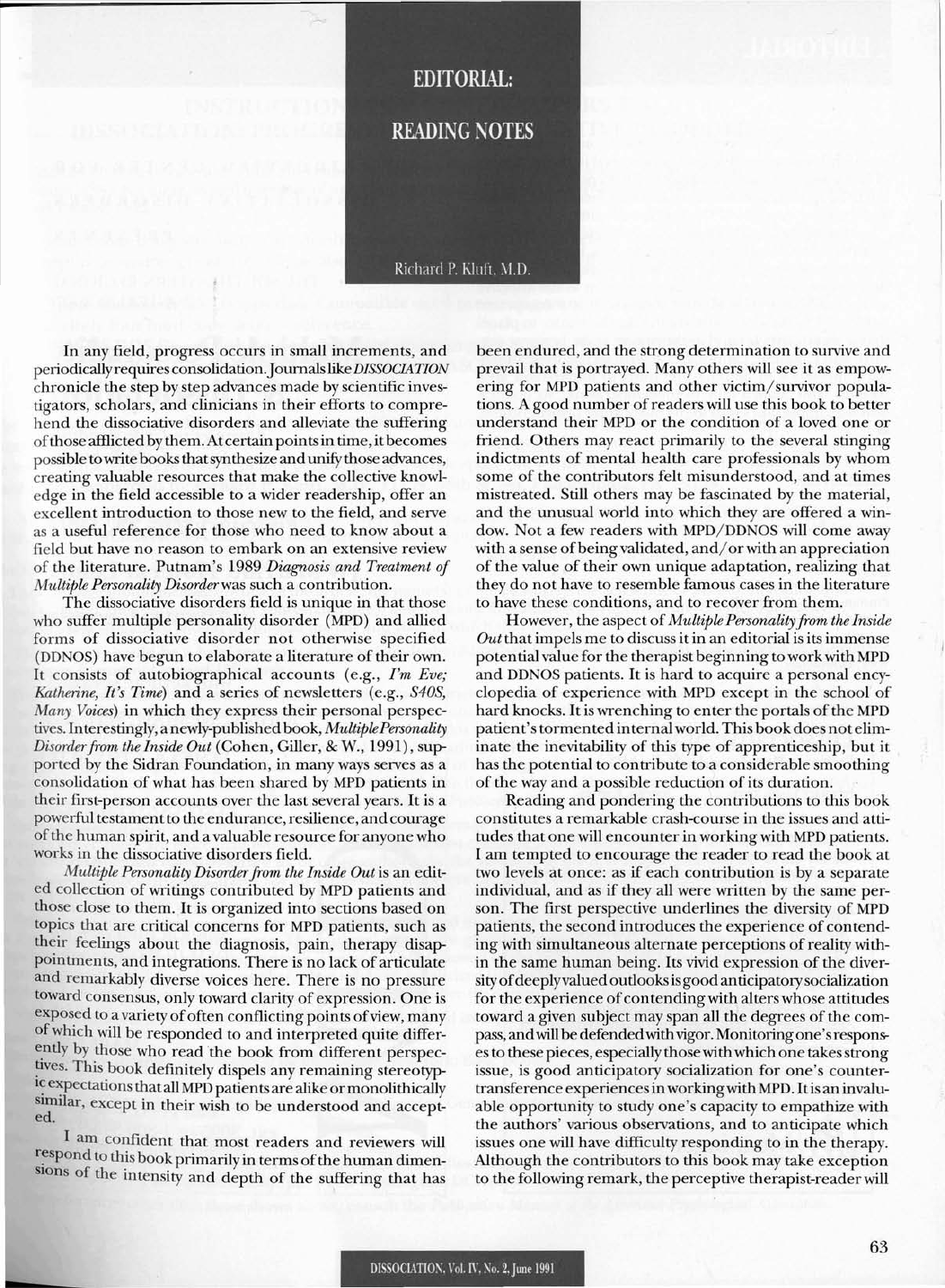# EDITORIAL:

## READING NOTES

Richard P. Kluft, M.D.

In any field, progress occurs in small increments, and periodically requires consolidation. Journals like *DISSOCIATION* chronicle the step by step advances made by scientific investigators, scholars, and clinicians in their efforts to comprehend the dissociative disorders and alleviate the suffering of those afflicted by them. At certain points in time, it becomes possible to write books that synthesize and unify those advances, creating valuable resources that make the collective knowledge in the field accessible to a wider readership, offer an excellent introduction to those new to the field, and serve as a useful reference for those who need to know about a field but have no reason to embark on an extensive review of the literature. Putnam's 1989 *Diagnosis and Treatment of Multiple Personality Disorder* was such a contribution.

The dissociative disorders field is unique in that those who suffer multiple personality disorder (MPD) and allied forms of dissociative disorder not otherwise specified (DDNOS) have begun to elaborate a literature of their own. It consists of autobiographical accounts (e.g., *I'm Eve; Katherine, It's Time*) and a series of newsletters (e.g., *S4OS, Many Voices*) in which they express their personal perspectives. Interestingly, a newly-published book, *Multiple Personality Disorder from the Inside Out* (Cohen, Giller, & W., 1991), supported by the Sidran Foundation, in many ways serves as a consolidation of what has been shared by MPD patients in their first-person accounts over the last several years. It is a powerful testament to the endurance, resilience, and courage of the human spirit, and a valuable resource for anyone who works in the dissociative disorders field.

*Multiple Personality Disorder from the Inside Out* is an edited collection of writings contributed by MPD patients and those close to them. It is organized into sections based on topics that are critical concerns for MPD patients, such as their feelings about the diagnosis, pain, therapy disappointments, and integrations. There is no lack of articulate and remarkably diverse voices here. There is no pressure toward consensus, only toward clarity of expression. One is exposed to a variety of often conflicting points of view, many of which will be responded to and interpreted quite differently by those who read the book from different perspectives. This book definitely dispels any remaining stereotypic expectations that all MPD patients are alike or monolithically similar, except in their wish to be understood and accepted.

I am confident that most readers and reviewers will respond to this book primarily in terms of the human dimensions of the intensity and depth of the suffering that has been endured, and the strong determination to survive and prevail that is portrayed. Many others will see it as empowering for MPD patients and other victim/survivor populations. A good number of readers will use this book to better understand their MPD or the condition of a loved one or friend. Others may react primarily to the several stinging indictments of mental health care professionals by whom some of the contributors felt misunderstood, and at times mistreated. Still others may be fascinated by the material, and the unusual world into which they are offered a window. Not a few readers with MPD/DDNOS will come away with a sense of being validated, and/or with an appreciation of the value of their own unique adaptation, realizing that they do not have to resemble famous cases in the literature to have these conditions, and to recover from them.

However, the aspect of *Multiple Personality from the Inside Out* that impels me to discuss it in an editorial is its immense potential value for the therapist beginning to work with MPD and DDNOS patients. It is hard to acquire a personal encyclopedia of experience with MPD except in the school of hard knocks. It is wrenching to enter the portals of the MPD patient's tormented internal world. This book does not eliminate the inevitability of this type of apprenticeship, but it has the potential to contribute to a considerable smoothing of the way and a possible reduction of its duration.

Reading and pondering the contributions to this book constitutes a remarkable crash-course in the issues and attitudes that one will encounter in working with MPD patients. I am tempted to encourage the reader to read the book at two levels at once: as if each contribution is by a separate individual, and as if they all were written by the same person. The first perspective underlines the diversity of MPD patients, the second introduces the experience of contending with simultaneous alternate perceptions of reality within the same human being. Its vivid expression of the diversity of deeply valued outlooks is good anticipatory socialization for the experience of contending with alters whose attitudes toward a given subject may span all the degrees of the compass, and will be defended with vigor. Monitoring one's responses to these pieces, especially those with which one takes strong issue, is good anticipatory socialization for one's countertransference experiences in working with MPD. It is an invaluable opportunity to study one's capacity to empathize with the authors' various observations, and to anticipate which issues one will have difficulty responding to in the therapy. Although the contributors to this book may take exception to the following remark, the perceptive therapist-reader will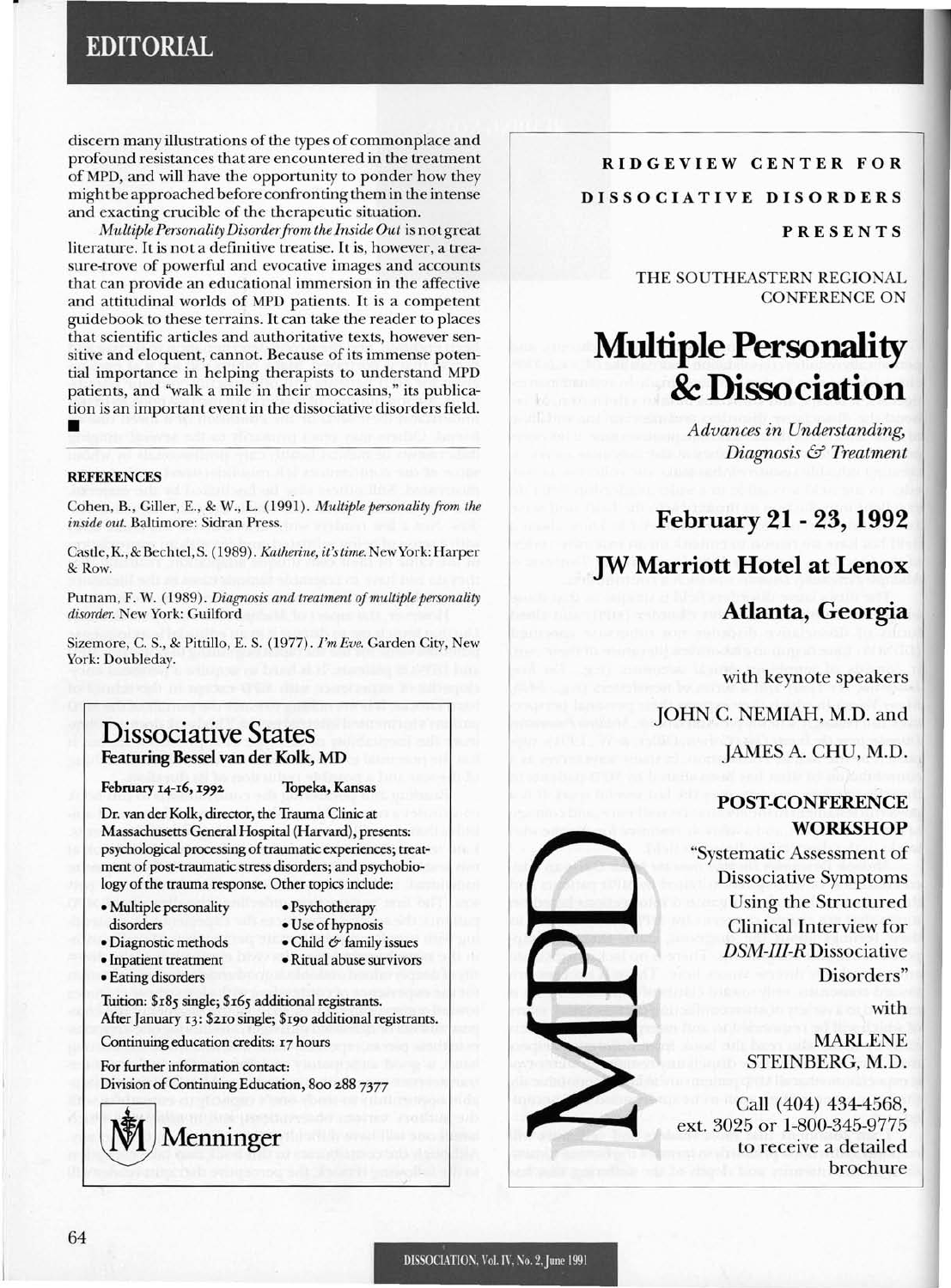discern many illustrations of the types of commonplace and profound resistances that are encountered in the treatment of MPD, and will have the opportunity to ponder how they might be approached before confronting them in the intense and exacting crucible of the therapeutic situation.

*Multiple Personality Disorder from the Inside Out* is not great literature. It is not a definitive treatise. It is, however, a treasure-trove of powerful and evocative images and accounts that can provide an educational immersion in the affective and attitudinal worlds of MPD patients. It is a competent guidebook to these terrains. It can take the reader to places that scientific articles and authoritative texts, however sensitive and eloquent, cannot. Because of its immense potential importance in helping therapists to understand MPD patients, and "walk a mile in their moccasins," its publication is an important event in the dissociative disorders field. ■

## REFERENCES

Cohen, B., Giller, E., & W., L. (1991). *Multiple personality from the inside out.* Baltimore: Sidran Press.

Castle, K., & Bechtel, S. (1989). *Katherine, it's time.* New York: Harper & Row.

Putnam, F. W. (1989). *Diagnosis and treatment of multiple personality disorder.* New York: Guilford

Sizemore, C. S., & Pittillo, E. S. (1977). *I'm Eve.* Garden City, New York: Doubleday.

---

## Dissociative States

**Featuring Bessel van der Kolk, MD**

**February 14-16, 1992** **Topeka, Kansas**

Dr. van der Kolk, director, the Trauma Clinic at Massachusetts General Hospital (Harvard), presents: psychological processing of traumatic experiences; treatment of post-traumatic stress disorders; and psychobiology of the trauma response. Other topics include:

- Multiple personality disorders
- Diagnostic methods
- Inpatient treatment
- Eating disorders
- Psychotherapy
- Use of hypnosis
- Child & family issues
- Ritual abuse survivors

Tuition: $185 single; $165 additional registrants. After January 13: $210 single; $190 additional registrants.

Continuing education credits: 17 hours

For further information contact: Division of Continuing Education, 800 288 7377

Menninger

---

**RIDGEVIEW CENTER FOR DISSOCIATIVE DISORDERS PRESENTS**

THE SOUTHEASTERN REGIONAL CONFERENCE ON

# Multiple Personality & Dissociation

*Advances in Understanding, Diagnosis & Treatment*

**February 21 - 23, 1992**

**JW Marriott Hotel at Lenox**

**Atlanta, Georgia**

with keynote speakers

JOHN C. NEMIAH, M.D. and

JAMES A. CHU, M.D.

**POST-CONFERENCE WORKSHOP**

"Systematic Assessment of Dissociative Symptoms Using the Structured Clinical Interview for *DSM-III-R* Dissociative Disorders"

with

MARLENE STEINBERG, M.D.

Call (404) 434-4568, ext. 3025 or 1-800-345-9775 to receive a detailed brochure

MPD